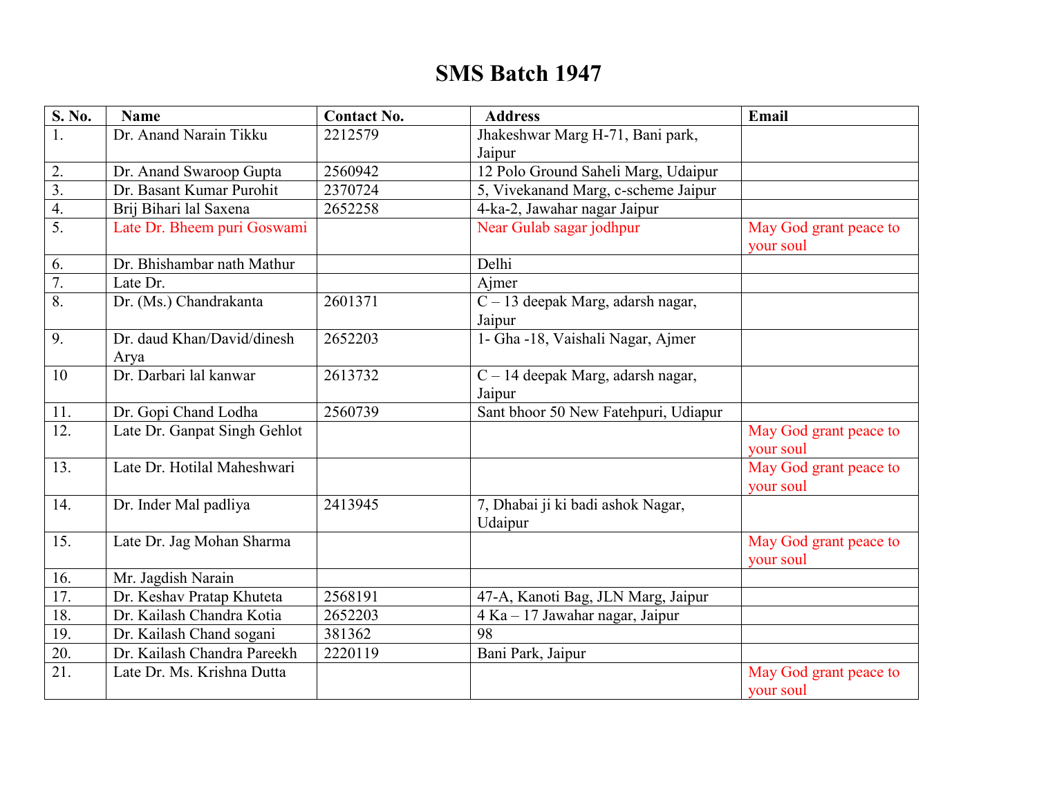# SMS Batch 1947

| S. No. | Name | Contact No. | Address | Email |
|---|---|---|---|---|
| 1. | Dr. Anand Narain Tikku | 2212579 | Jhakeshwar Marg H-71, Bani park, Jaipur | |
| 2. | Dr. Anand Swaroop Gupta | 2560942 | 12 Polo Ground Saheli Marg, Udaipur | |
| 3. | Dr. Basant Kumar Purohit | 2370724 | 5, Vivekanand Marg, c-scheme Jaipur | |
| 4. | Brij Bihari lal Saxena | 2652258 | 4-ka-2, Jawahar nagar Jaipur | |
| 5. | Late Dr. Bheem puri Goswami | | Near Gulab sagar jodhpur | May God grant peace to your soul |
| 6. | Dr. Bhishambar nath Mathur | | Delhi | |
| 7. | Late Dr. | | Ajmer | |
| 8. | Dr. (Ms.) Chandrakanta | 2601371 | C – 13 deepak Marg, adarsh nagar, Jaipur | |
| 9. | Dr. daud Khan/David/dinesh Arya | 2652203 | 1- Gha -18, Vaishali Nagar, Ajmer | |
| 10 | Dr. Darbari lal kanwar | 2613732 | C – 14 deepak Marg, adarsh nagar, Jaipur | |
| 11. | Dr. Gopi Chand Lodha | 2560739 | Sant bhoor 50 New Fatehpuri, Udiapur | |
| 12. | Late Dr. Ganpat Singh Gehlot | | | May God grant peace to your soul |
| 13. | Late Dr. Hotilal Maheshwari | | | May God grant peace to your soul |
| 14. | Dr. Inder Mal padliya | 2413945 | 7, Dhabai ji ki badi ashok Nagar, Udaipur | |
| 15. | Late Dr. Jag Mohan Sharma | | | May God grant peace to your soul |
| 16. | Mr. Jagdish Narain | | | |
| 17. | Dr. Keshav Pratap Khuteta | 2568191 | 47-A, Kanoti Bag, JLN Marg, Jaipur | |
| 18. | Dr. Kailash Chandra Kotia | 2652203 | 4 Ka – 17 Jawahar nagar, Jaipur | |
| 19. | Dr. Kailash Chand sogani | 381362 | 98 | |
| 20. | Dr. Kailash Chandra Pareekh | 2220119 | Bani Park, Jaipur | |
| 21. | Late Dr. Ms. Krishna Dutta | | | May God grant peace to your soul |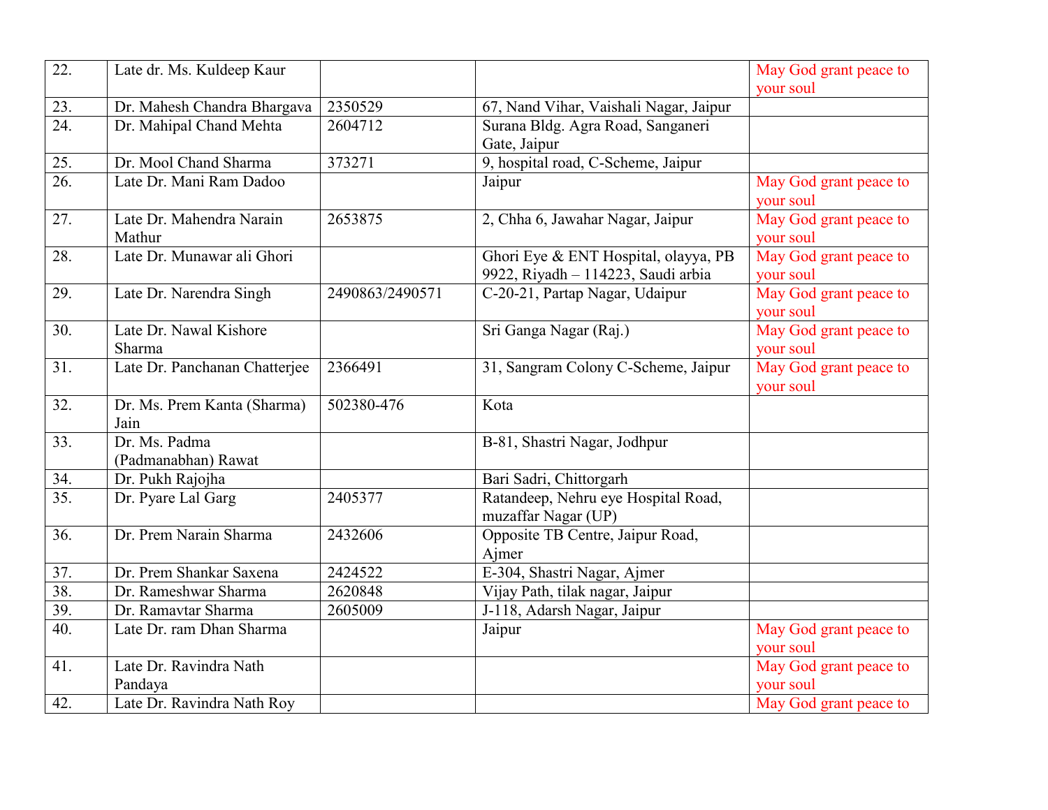| 22. | Late dr. Ms. Kuldeep Kaur | | | May God grant peace to your soul |
|---|---|---|---|---|
| 23. | Dr. Mahesh Chandra Bhargava | 2350529 | 67, Nand Vihar, Vaishali Nagar, Jaipur | |
| 24. | Dr. Mahipal Chand Mehta | 2604712 | Surana Bldg. Agra Road, Sanganeri Gate, Jaipur | |
| 25. | Dr. Mool Chand Sharma | 373271 | 9, hospital road, C-Scheme, Jaipur | |
| 26. | Late Dr. Mani Ram Dadoo | | Jaipur | May God grant peace to your soul |
| 27. | Late Dr. Mahendra Narain Mathur | 2653875 | 2, Chha 6, Jawahar Nagar, Jaipur | May God grant peace to your soul |
| 28. | Late Dr. Munawar ali Ghori | | Ghori Eye & ENT Hospital, olayya, PB 9922, Riyadh – 114223, Saudi arbia | May God grant peace to your soul |
| 29. | Late Dr. Narendra Singh | 2490863/2490571 | C-20-21, Partap Nagar, Udaipur | May God grant peace to your soul |
| 30. | Late Dr. Nawal Kishore Sharma | | Sri Ganga Nagar (Raj.) | May God grant peace to your soul |
| 31. | Late Dr. Panchanan Chatterjee | 2366491 | 31, Sangram Colony C-Scheme, Jaipur | May God grant peace to your soul |
| 32. | Dr. Ms. Prem Kanta (Sharma) Jain | 502380-476 | Kota | |
| 33. | Dr. Ms. Padma (Padmanabhan) Rawat | | B-81, Shastri Nagar, Jodhpur | |
| 34. | Dr. Pukh Rajojha | | Bari Sadri, Chittorgarh | |
| 35. | Dr. Pyare Lal Garg | 2405377 | Ratandeep, Nehru eye Hospital Road, muzaffar Nagar (UP) | |
| 36. | Dr. Prem Narain Sharma | 2432606 | Opposite TB Centre, Jaipur Road, Ajmer | |
| 37. | Dr. Prem Shankar Saxena | 2424522 | E-304, Shastri Nagar, Ajmer | |
| 38. | Dr. Rameshwar Sharma | 2620848 | Vijay Path, tilak nagar, Jaipur | |
| 39. | Dr. Ramavtar Sharma | 2605009 | J-118, Adarsh Nagar, Jaipur | |
| 40. | Late Dr. ram Dhan Sharma | | Jaipur | May God grant peace to your soul |
| 41. | Late Dr. Ravindra Nath Pandaya | | | May God grant peace to your soul |
| 42. | Late Dr. Ravindra Nath Roy | | | May God grant peace to |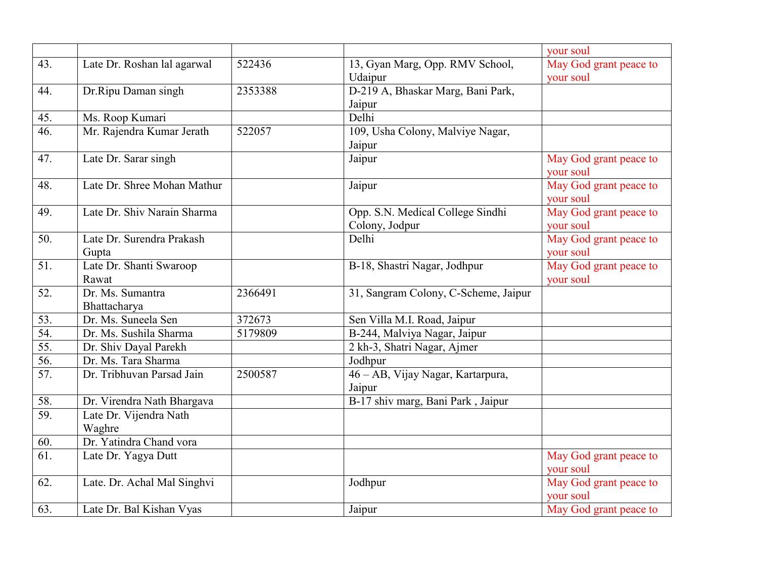|  |  |  |  | your soul |
|---|---|---|---|---|
| 43. | Late Dr. Roshan lal agarwal | 522436 | 13, Gyan Marg, Opp. RMV School, Udaipur | May God grant peace to your soul |
| 44. | Dr.Ripu Daman singh | 2353388 | D-219 A, Bhaskar Marg, Bani Park, Jaipur |  |
| 45. | Ms. Roop Kumari |  | Delhi |  |
| 46. | Mr. Rajendra Kumar Jerath | 522057 | 109, Usha Colony, Malviye Nagar, Jaipur |  |
| 47. | Late Dr. Sarar singh |  | Jaipur | May God grant peace to your soul |
| 48. | Late Dr. Shree Mohan Mathur |  | Jaipur | May God grant peace to your soul |
| 49. | Late Dr. Shiv Narain Sharma |  | Opp. S.N. Medical College Sindhi Colony, Jodpur | May God grant peace to your soul |
| 50. | Late Dr. Surendra Prakash Gupta |  | Delhi | May God grant peace to your soul |
| 51. | Late Dr. Shanti Swaroop Rawat |  | B-18, Shastri Nagar, Jodhpur | May God grant peace to your soul |
| 52. | Dr. Ms. Sumantra Bhattacharya | 2366491 | 31, Sangram Colony, C-Scheme, Jaipur |  |
| 53. | Dr. Ms. Suneela Sen | 372673 | Sen Villa M.I. Road, Jaipur |  |
| 54. | Dr. Ms. Sushila Sharma | 5179809 | B-244, Malviya Nagar, Jaipur |  |
| 55. | Dr. Shiv Dayal Parekh |  | 2 kh-3, Shatri Nagar, Ajmer |  |
| 56. | Dr. Ms. Tara Sharma |  | Jodhpur |  |
| 57. | Dr. Tribhuvan Parsad Jain | 2500587 | 46 – AB, Vijay Nagar, Kartarpura, Jaipur |  |
| 58. | Dr. Virendra Nath Bhargava |  | B-17 shiv marg, Bani Park , Jaipur |  |
| 59. | Late Dr. Vijendra Nath Waghre |  |  |  |
| 60. | Dr. Yatindra Chand vora |  |  |  |
| 61. | Late Dr. Yagya Dutt |  |  | May God grant peace to your soul |
| 62. | Late. Dr. Achal Mal Singhvi |  | Jodhpur | May God grant peace to your soul |
| 63. | Late Dr. Bal Kishan Vyas |  | Jaipur | May God grant peace to |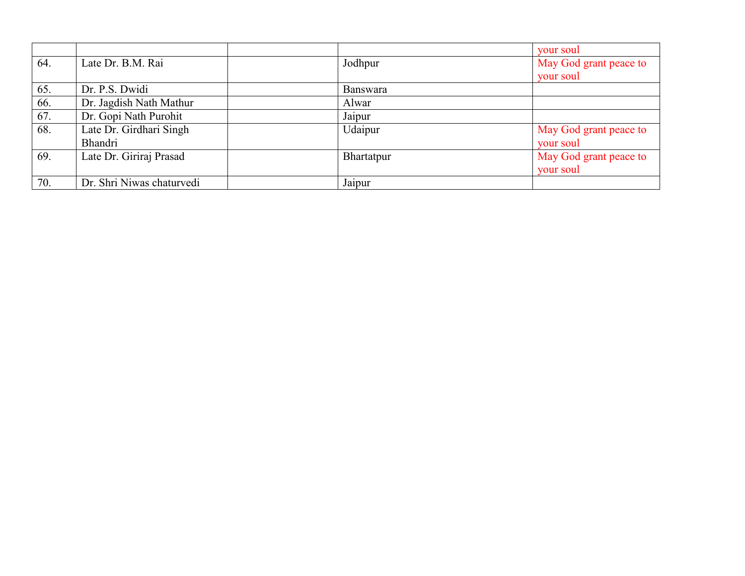| | | | | |
|---|---|---|---|---|
| | | | | your soul |
| 64. | Late Dr. B.M. Rai | | Jodhpur | May God grant peace to your soul |
| 65. | Dr. P.S. Dwidi | | Banswara | |
| 66. | Dr. Jagdish Nath Mathur | | Alwar | |
| 67. | Dr. Gopi Nath Purohit | | Jaipur | |
| 68. | Late Dr. Girdhari Singh Bhandri | | Udaipur | May God grant peace to your soul |
| 69. | Late Dr. Giriraj Prasad | | Bhartatpur | May God grant peace to your soul |
| 70. | Dr. Shri Niwas chaturvedi | | Jaipur | |